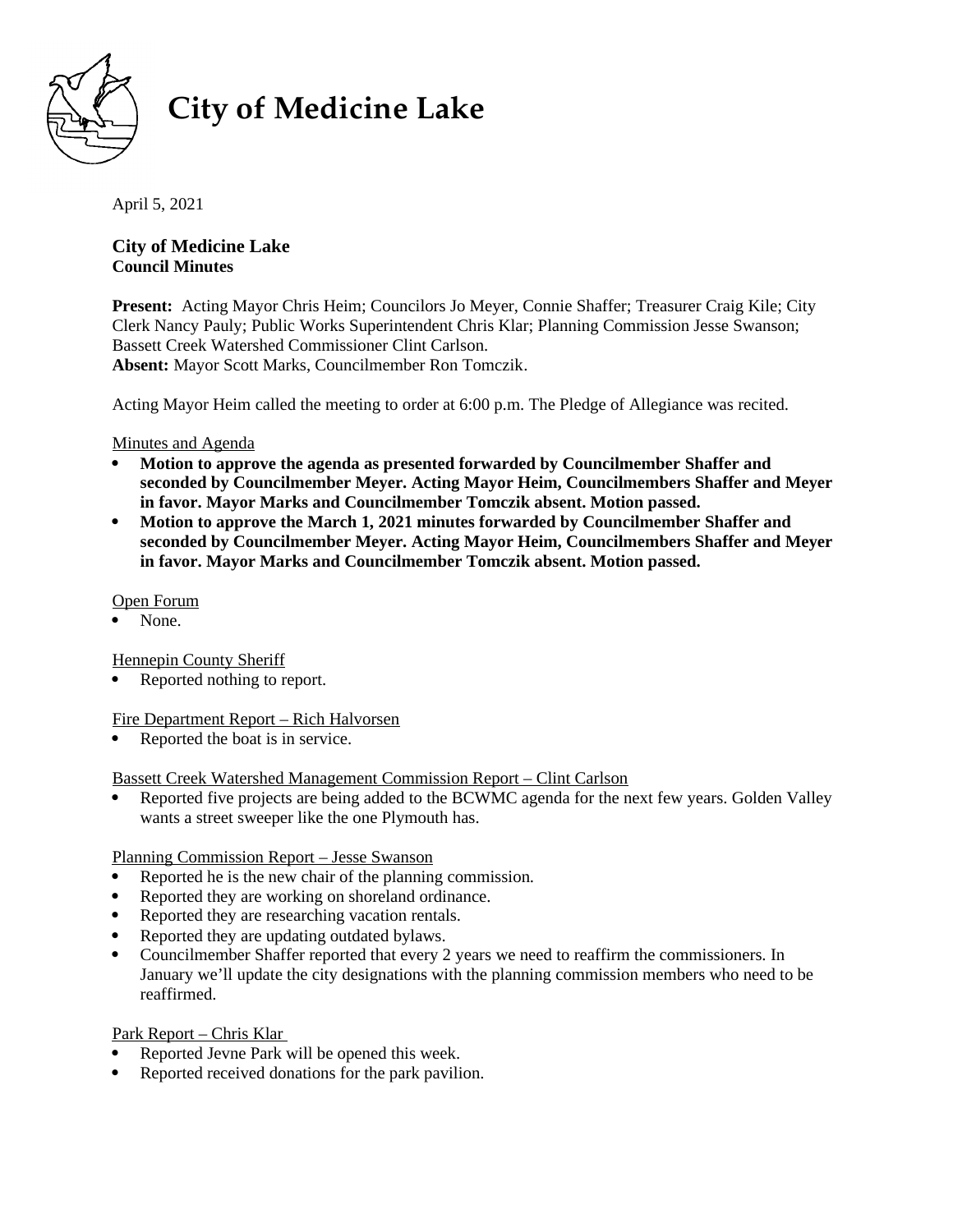# City of Medicine Lake

April 5, 2021

**City of Medicine Lake**
**Council Minutes**

**Present:** Acting Mayor Chris Heim; Councilors Jo Meyer, Connie Shaffer; Treasurer Craig Kile; City Clerk Nancy Pauly; Public Works Superintendent Chris Klar; Planning Commission Jesse Swanson; Bassett Creek Watershed Commissioner Clint Carlson.
**Absent:** Mayor Scott Marks, Councilmember Ron Tomczik.

Acting Mayor Heim called the meeting to order at 6:00 p.m. The Pledge of Allegiance was recited.

Minutes and Agenda

- **Motion to approve the agenda as presented forwarded by Councilmember Shaffer and seconded by Councilmember Meyer. Acting Mayor Heim, Councilmembers Shaffer and Meyer in favor. Mayor Marks and Councilmember Tomczik absent. Motion passed.**
- **Motion to approve the March 1, 2021 minutes forwarded by Councilmember Shaffer and seconded by Councilmember Meyer. Acting Mayor Heim, Councilmembers Shaffer and Meyer in favor. Mayor Marks and Councilmember Tomczik absent. Motion passed.**

Open Forum

- None.

Hennepin County Sheriff

- Reported nothing to report.

Fire Department Report – Rich Halvorsen

- Reported the boat is in service.

Bassett Creek Watershed Management Commission Report – Clint Carlson

- Reported five projects are being added to the BCWMC agenda for the next few years. Golden Valley wants a street sweeper like the one Plymouth has.

Planning Commission Report – Jesse Swanson

- Reported he is the new chair of the planning commission.
- Reported they are working on shoreland ordinance.
- Reported they are researching vacation rentals.
- Reported they are updating outdated bylaws.
- Councilmember Shaffer reported that every 2 years we need to reaffirm the commissioners. In January we'll update the city designations with the planning commission members who need to be reaffirmed.

Park Report – Chris Klar

- Reported Jevne Park will be opened this week.
- Reported received donations for the park pavilion.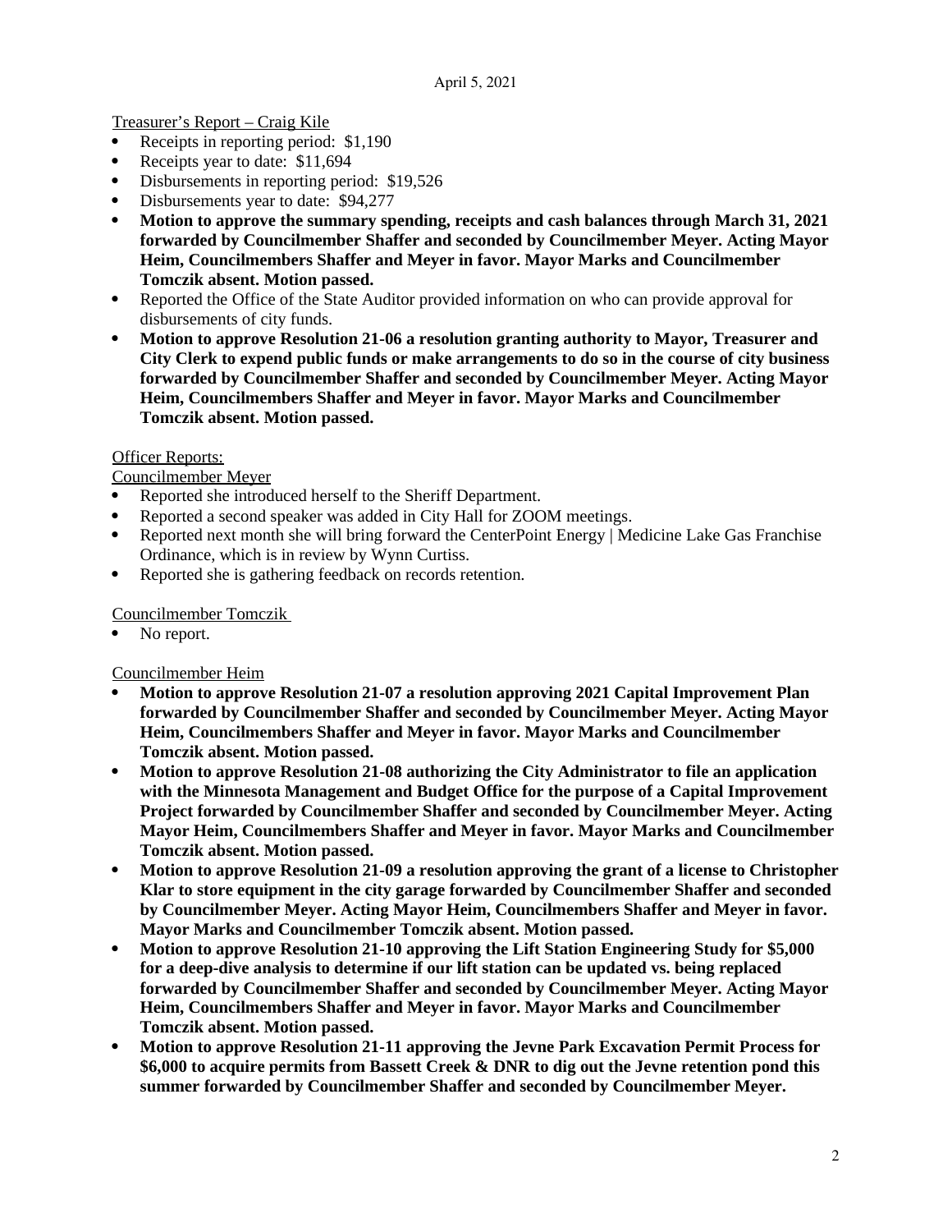Treasurer's Report – Craig Kile

- Receipts in reporting period: $1,190
- Receipts year to date: $11,694
- Disbursements in reporting period: $19,526
- Disbursements year to date: $94,277
- **Motion to approve the summary spending, receipts and cash balances through March 31, 2021 forwarded by Councilmember Shaffer and seconded by Councilmember Meyer. Acting Mayor Heim, Councilmembers Shaffer and Meyer in favor. Mayor Marks and Councilmember Tomczik absent. Motion passed.**
- Reported the Office of the State Auditor provided information on who can provide approval for disbursements of city funds.
- **Motion to approve Resolution 21-06 a resolution granting authority to Mayor, Treasurer and City Clerk to expend public funds or make arrangements to do so in the course of city business forwarded by Councilmember Shaffer and seconded by Councilmember Meyer. Acting Mayor Heim, Councilmembers Shaffer and Meyer in favor. Mayor Marks and Councilmember Tomczik absent. Motion passed.**

Officer Reports:

Councilmember Meyer

- Reported she introduced herself to the Sheriff Department.
- Reported a second speaker was added in City Hall for ZOOM meetings.
- Reported next month she will bring forward the CenterPoint Energy | Medicine Lake Gas Franchise Ordinance, which is in review by Wynn Curtiss.
- Reported she is gathering feedback on records retention.

Councilmember Tomczik

- No report.

Councilmember Heim

- **Motion to approve Resolution 21-07 a resolution approving 2021 Capital Improvement Plan forwarded by Councilmember Shaffer and seconded by Councilmember Meyer. Acting Mayor Heim, Councilmembers Shaffer and Meyer in favor. Mayor Marks and Councilmember Tomczik absent. Motion passed.**
- **Motion to approve Resolution 21-08 authorizing the City Administrator to file an application with the Minnesota Management and Budget Office for the purpose of a Capital Improvement Project forwarded by Councilmember Shaffer and seconded by Councilmember Meyer. Acting Mayor Heim, Councilmembers Shaffer and Meyer in favor. Mayor Marks and Councilmember Tomczik absent. Motion passed.**
- **Motion to approve Resolution 21-09 a resolution approving the grant of a license to Christopher Klar to store equipment in the city garage forwarded by Councilmember Shaffer and seconded by Councilmember Meyer. Acting Mayor Heim, Councilmembers Shaffer and Meyer in favor. Mayor Marks and Councilmember Tomczik absent. Motion passed.**
- **Motion to approve Resolution 21-10 approving the Lift Station Engineering Study for $5,000 for a deep-dive analysis to determine if our lift station can be updated vs. being replaced forwarded by Councilmember Shaffer and seconded by Councilmember Meyer. Acting Mayor Heim, Councilmembers Shaffer and Meyer in favor. Mayor Marks and Councilmember Tomczik absent. Motion passed.**
- **Motion to approve Resolution 21-11 approving the Jevne Park Excavation Permit Process for $6,000 to acquire permits from Bassett Creek & DNR to dig out the Jevne retention pond this summer forwarded by Councilmember Shaffer and seconded by Councilmember Meyer.**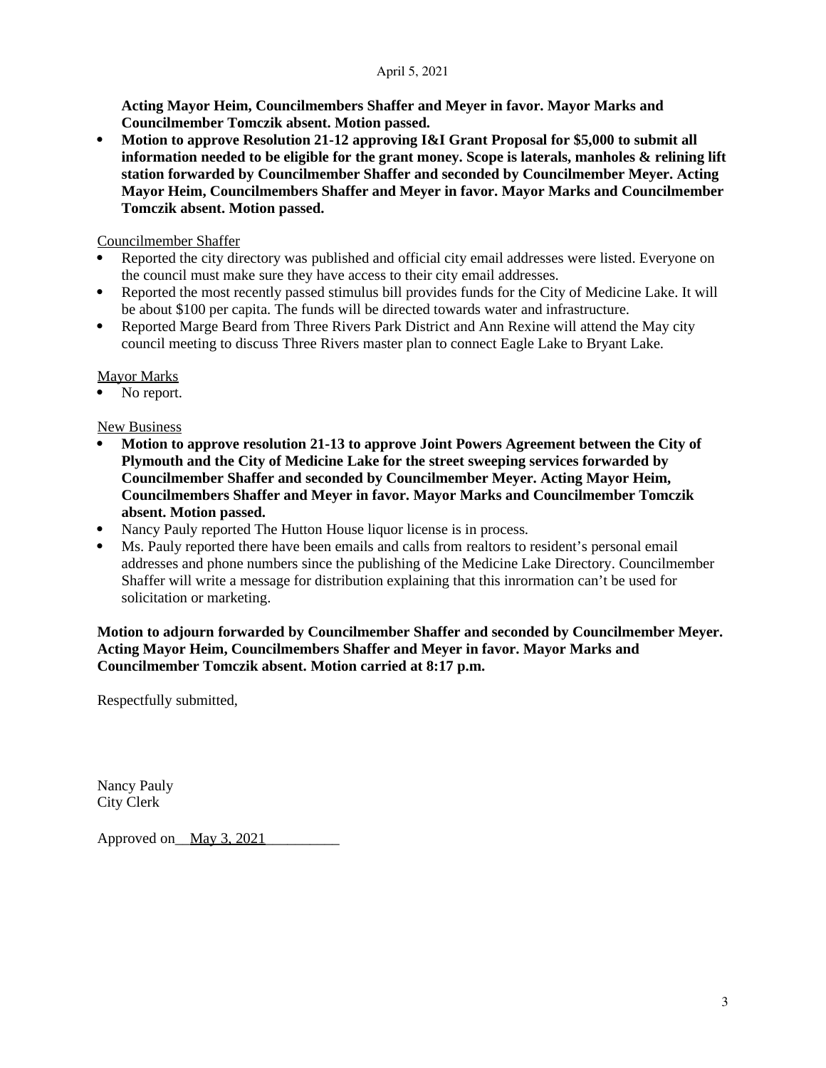**Acting Mayor Heim, Councilmembers Shaffer and Meyer in favor. Mayor Marks and Councilmember Tomczik absent. Motion passed.**

- **Motion to approve Resolution 21-12 approving I&I Grant Proposal for $5,000 to submit all information needed to be eligible for the grant money. Scope is laterals, manholes & relining lift station forwarded by Councilmember Shaffer and seconded by Councilmember Meyer. Acting Mayor Heim, Councilmembers Shaffer and Meyer in favor. Mayor Marks and Councilmember Tomczik absent. Motion passed.**

<u>Councilmember Shaffer</u>

- Reported the city directory was published and official city email addresses were listed. Everyone on the council must make sure they have access to their city email addresses.
- Reported the most recently passed stimulus bill provides funds for the City of Medicine Lake. It will be about $100 per capita. The funds will be directed towards water and infrastructure.
- Reported Marge Beard from Three Rivers Park District and Ann Rexine will attend the May city council meeting to discuss Three Rivers master plan to connect Eagle Lake to Bryant Lake.

<u>Mayor Marks</u>

- No report.

<u>New Business</u>

- **Motion to approve resolution 21-13 to approve Joint Powers Agreement between the City of Plymouth and the City of Medicine Lake for the street sweeping services forwarded by Councilmember Shaffer and seconded by Councilmember Meyer. Acting Mayor Heim, Councilmembers Shaffer and Meyer in favor. Mayor Marks and Councilmember Tomczik absent. Motion passed.**
- Nancy Pauly reported The Hutton House liquor license is in process.
- Ms. Pauly reported there have been emails and calls from realtors to resident's personal email addresses and phone numbers since the publishing of the Medicine Lake Directory. Councilmember Shaffer will write a message for distribution explaining that this inrormation can't be used for solicitation or marketing.

**Motion to adjourn forwarded by Councilmember Shaffer and seconded by Councilmember Meyer. Acting Mayor Heim, Councilmembers Shaffer and Meyer in favor. Mayor Marks and Councilmember Tomczik absent. Motion carried at 8:17 p.m.**

Respectfully submitted,

Nancy Pauly
City Clerk

Approved on <u>May 3, 2021</u>